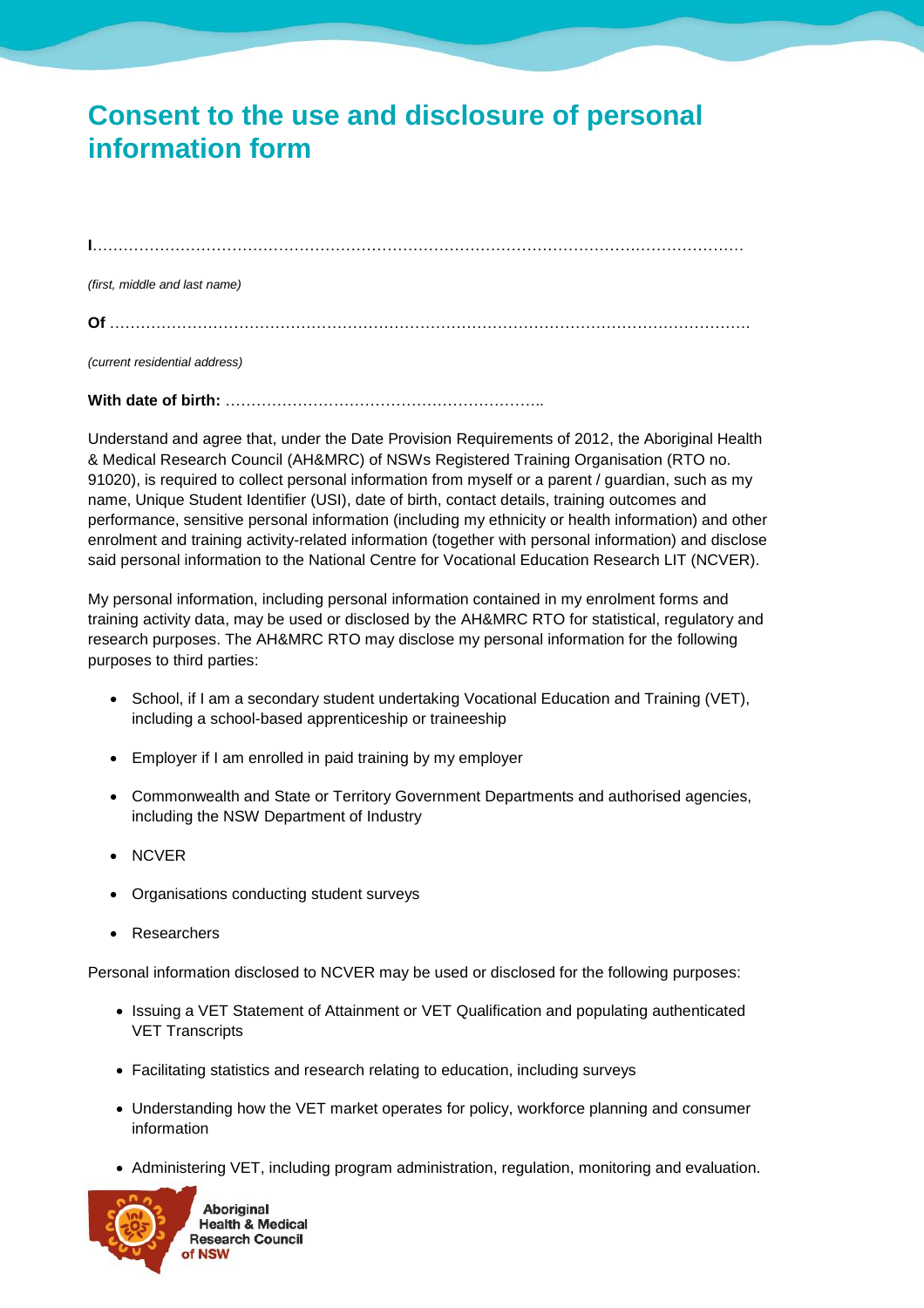# Consent to the use and disclosure of personal information form

**I**……………………………………………………………………………………………………………

*(first, middle and last name)*

**Of** ……………………………………………………………………………………………………………

*(current residential address)*

**With date of birth:** ……………………………………………………..

Understand and agree that, under the Date Provision Requirements of 2012, the Aboriginal Health & Medical Research Council (AH&MRC) of NSWs Registered Training Organisation (RTO no. 91020), is required to collect personal information from myself or a parent / guardian, such as my name, Unique Student Identifier (USI), date of birth, contact details, training outcomes and performance, sensitive personal information (including my ethnicity or health information) and other enrolment and training activity-related information (together with personal information) and disclose said personal information to the National Centre for Vocational Education Research LIT (NCVER).

My personal information, including personal information contained in my enrolment forms and training activity data, may be used or disclosed by the AH&MRC RTO for statistical, regulatory and research purposes. The AH&MRC RTO may disclose my personal information for the following purposes to third parties:

- School, if I am a secondary student undertaking Vocational Education and Training (VET), including a school-based apprenticeship or traineeship
- Employer if I am enrolled in paid training by my employer
- Commonwealth and State or Territory Government Departments and authorised agencies, including the NSW Department of Industry
- NCVER
- Organisations conducting student surveys
- Researchers

Personal information disclosed to NCVER may be used or disclosed for the following purposes:

- Issuing a VET Statement of Attainment or VET Qualification and populating authenticated VET Transcripts
- Facilitating statistics and research relating to education, including surveys
- Understanding how the VET market operates for policy, workforce planning and consumer information
- Administering VET, including program administration, regulation, monitoring and evaluation.

Aboriginal Health & Medical Research Council of NSW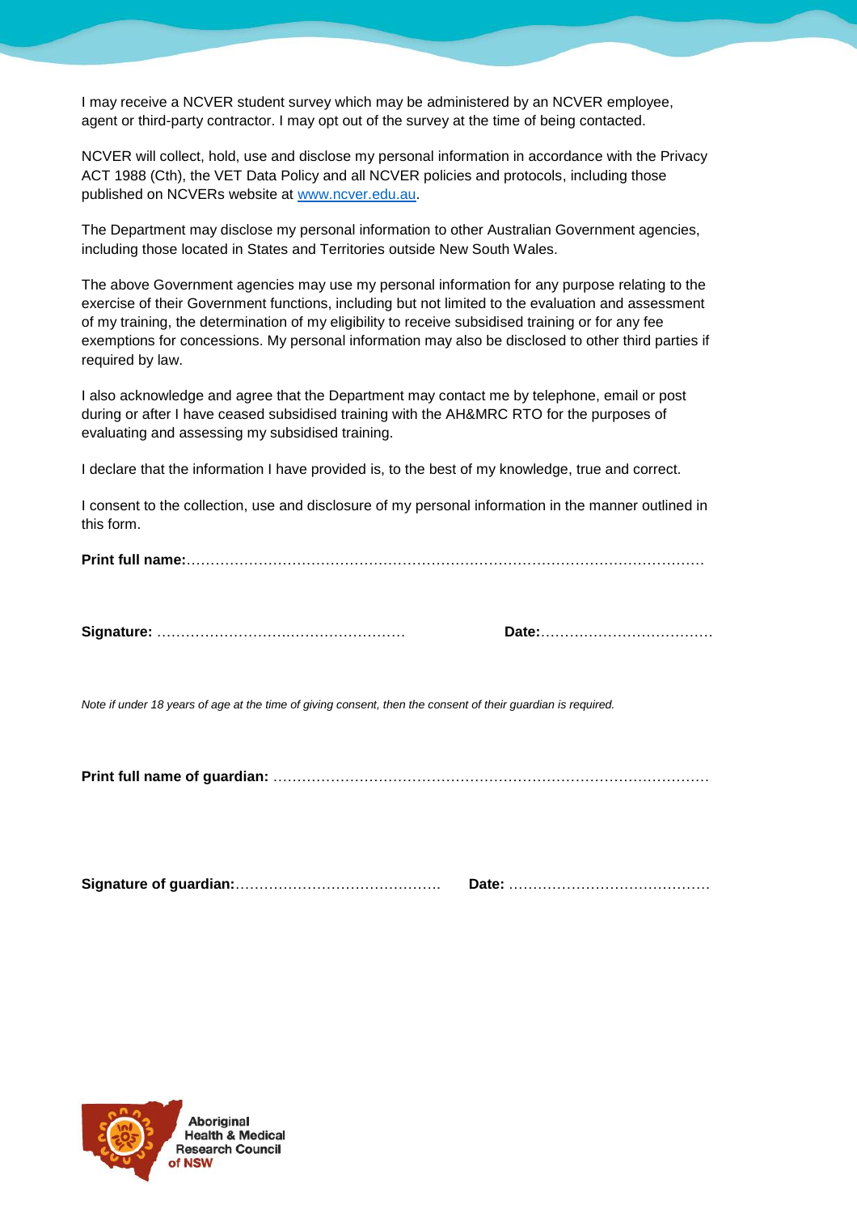I may receive a NCVER student survey which may be administered by an NCVER employee, agent or third-party contractor. I may opt out of the survey at the time of being contacted.

NCVER will collect, hold, use and disclose my personal information in accordance with the Privacy ACT 1988 (Cth), the VET Data Policy and all NCVER policies and protocols, including those published on NCVERs website at [www.ncver.edu.au](http://www.ncver.edu.au).

The Department may disclose my personal information to other Australian Government agencies, including those located in States and Territories outside New South Wales.

The above Government agencies may use my personal information for any purpose relating to the exercise of their Government functions, including but not limited to the evaluation and assessment of my training, the determination of my eligibility to receive subsidised training or for any fee exemptions for concessions. My personal information may also be disclosed to other third parties if required by law.

I also acknowledge and agree that the Department may contact me by telephone, email or post during or after I have ceased subsidised training with the AH&MRC RTO for the purposes of evaluating and assessing my subsidised training.

I declare that the information I have provided is, to the best of my knowledge, true and correct.

I consent to the collection, use and disclosure of my personal information in the manner outlined in this form.

**Print full name:**……………………………………………………………………………………………

**Signature:** ……………………………………………… **Date:**………………………………

*Note if under 18 years of age at the time of giving consent, then the consent of their guardian is required.*

**Print full name of guardian:** ………………………………………………………………………………

**Signature of guardian:**…………………………………… **Date:** ……………………………………

Aboriginal Health & Medical Research Council of NSW